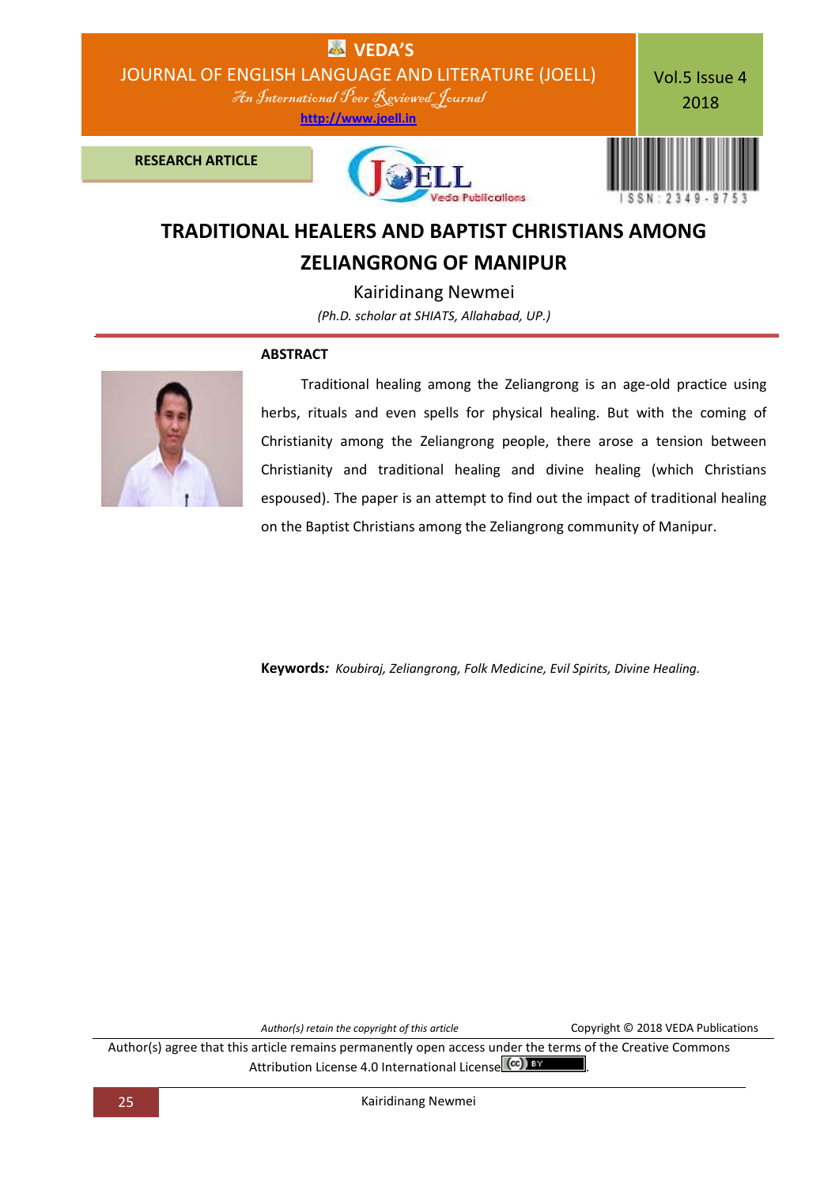RESEARCH ARTICLE

# TRADITIONAL HEALERS AND BAPTIST CHRISTIANS AMONG ZELIANGRONG OF MANIPUR

Kairidinang Newmei

*(Ph.D. scholar at SHIATS, Allahabad, UP.)*

## ABSTRACT

Traditional healing among the Zeliangrong is an age-old practice using herbs, rituals and even spells for physical healing. But with the coming of Christianity among the Zeliangrong people, there arose a tension between Christianity and traditional healing and divine healing (which Christians espoused). The paper is an attempt to find out the impact of traditional healing on the Baptist Christians among the Zeliangrong community of Manipur.

**Keywords:** *Koubiraj, Zeliangrong, Folk Medicine, Evil Spirits, Divine Healing.*

*Author(s) retain the copyright of this article*

Copyright © 2018 VEDA Publications

Author(s) agree that this article remains permanently open access under the terms of the Creative Commons Attribution License 4.0 International License.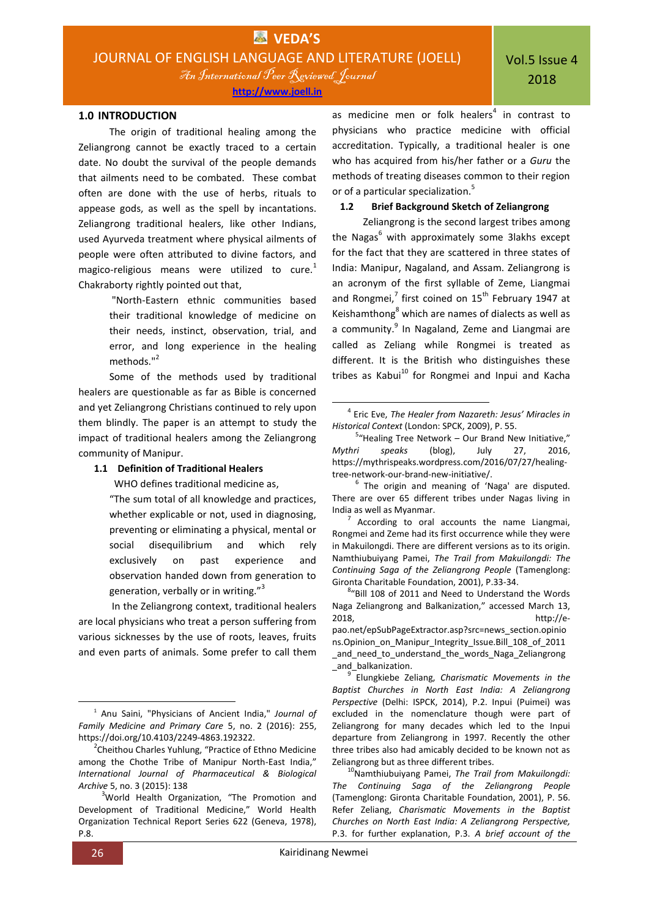## 1.0 INTRODUCTION

The origin of traditional healing among the Zeliangrong cannot be exactly traced to a certain date. No doubt the survival of the people demands that ailments need to be combated. These combat often are done with the use of herbs, rituals to appease gods, as well as the spell by incantations. Zeliangrong traditional healers, like other Indians, used Ayurveda treatment where physical ailments of people were often attributed to divine factors, and magico-religious means were utilized to cure.[1] Chakraborty rightly pointed out that,

> "North-Eastern ethnic communities based their traditional knowledge of medicine on their needs, instinct, observation, trial, and error, and long experience in the healing methods."[2]

Some of the methods used by traditional healers are questionable as far as Bible is concerned and yet Zeliangrong Christians continued to rely upon them blindly. The paper is an attempt to study the impact of traditional healers among the Zeliangrong community of Manipur.

### 1.1 Definition of Traditional Healers

WHO defines traditional medicine as,

> "The sum total of all knowledge and practices, whether explicable or not, used in diagnosing, preventing or eliminating a physical, mental or social disequilibrium and which rely exclusively on past experience and observation handed down from generation to generation, verbally or in writing."[3]

In the Zeliangrong context, traditional healers are local physicians who treat a person suffering from various sicknesses by the use of roots, leaves, fruits and even parts of animals. Some prefer to call them as medicine men or folk healers[4] in contrast to physicians who practice medicine with official accreditation. Typically, a traditional healer is one who has acquired from his/her father or a *Guru* the methods of treating diseases common to their region or of a particular specialization.[5]

### 1.2 Brief Background Sketch of Zeliangrong

Zeliangrong is the second largest tribes among the Nagas[6] with approximately some 3lakhs except for the fact that they are scattered in three states of India: Manipur, Nagaland, and Assam. Zeliangrong is an acronym of the first syllable of Zeme, Liangmai and Rongmei,[7] first coined on 15th February 1947 at Keishamthong[8] which are names of dialects as well as a community.[9] In Nagaland, Zeme and Liangmai are called as Zeliang while Rongmei is treated as different. It is the British who distinguishes these tribes as Kabui[10] for Rongmei and Inpui and Kacha

---

[1] Anu Saini, "Physicians of Ancient India," *Journal of Family Medicine and Primary Care* 5, no. 2 (2016): 255, https://doi.org/10.4103/2249-4863.192322.

[2] Cheithou Charles Yuhlung, "Practice of Ethno Medicine among the Chothe Tribe of Manipur North-East India," *International Journal of Pharmaceutical & Biological Archive* 5, no. 3 (2015): 138

[3] World Health Organization, "The Promotion and Development of Traditional Medicine," World Health Organization Technical Report Series 622 (Geneva, 1978), P.8.

[4] Eric Eve, *The Healer from Nazareth: Jesus' Miracles in Historical Context* (London: SPCK, 2009), P. 55.

[5] "Healing Tree Network – Our Brand New Initiative," *Mythri speaks* (blog), July 27, 2016, https://mythrispeaks.wordpress.com/2016/07/27/healing-tree-network-our-brand-new-initiative/.

[6] The origin and meaning of 'Naga' are disputed. There are over 65 different tribes under Nagas living in India as well as Myanmar.

[7] According to oral accounts the name Liangmai, Rongmei and Zeme had its first occurrence while they were in Makuilongdi. There are different versions as to its origin. Namthiubuiyang Pamei, *The Trail from Makuilongdi: The Continuing Saga of the Zeliangrong People* (Tamenglong: Gironta Charitable Foundation, 2001), P.33-34.

[8] "Bill 108 of 2011 and Need to Understand the Words Naga Zeliangrong and Balkanization," accessed March 13, 2018, http://e-pao.net/epSubPageExtractor.asp?src=news_section.opinions.Opinion_on_Manipur_Integrity_Issue.Bill_108_of_2011_and_need_to_understand_the_words_Naga_Zeliangrong_and_balkanization.

[9] Elungkiebe Zeliang, *Charismatic Movements in the Baptist Churches in North East India: A Zeliangrong Perspective* (Delhi: ISPCK, 2014), P.2. Inpui (Puimei) was excluded in the nomenclature though were part of Zeliangrong for many decades which led to the Inpui departure from Zeliangrong in 1997. Recently the other three tribes also had amicably decided to be known not as Zeliangrong but as three different tribes.

[10] Namthiubuiyang Pamei, *The Trail from Makuilongdi: The Continuing Saga of the Zeliangrong People* (Tamenglong: Gironta Charitable Foundation, 2001), P. 56. Refer Zeliang, *Charismatic Movements in the Baptist Churches on North East India: A Zeliangrong Perspective,* P.3. for further explanation, P.3. *A brief account of the*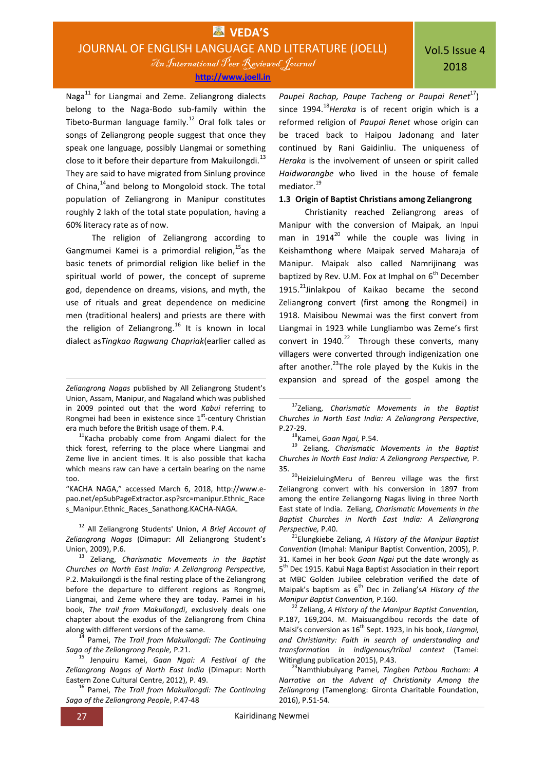Naga[11] for Liangmai and Zeme. Zeliangrong dialects belong to the Naga-Bodo sub-family within the Tibeto-Burman language family.[12] Oral folk tales or songs of Zeliangrong people suggest that once they speak one language, possibly Liangmai or something close to it before their departure from Makuilongdi.[13] They are said to have migrated from Sinlung province of China,[14]and belong to Mongoloid stock. The total population of Zeliangrong in Manipur constitutes roughly 2 lakh of the total state population, having a 60% literacy rate as of now.

The religion of Zeliangrong according to Gangmumei Kamei is a primordial religion,[15]as the basic tenets of primordial religion like belief in the spiritual world of power, the concept of supreme god, dependence on dreams, visions, and myth, the use of rituals and great dependence on medicine men (traditional healers) and priests are there with the religion of Zeliangrong.[16] It is known in local dialect as*Tingkao Ragwang Chapriak*(earlier called as *Paupei Rachap, Paupe Tacheng or Paupai Renet*[17]) since 1994.[18]*Heraka* is of recent origin which is a reformed religion of *Paupai Renet* whose origin can be traced back to Haipou Jadonang and later continued by Rani Gaidinliu. The uniqueness of *Heraka* is the involvement of unseen or spirit called *Haidwarangbe* who lived in the house of female mediator.[19]

### 1.3 Origin of Baptist Christians among Zeliangrong

Christianity reached Zeliangrong areas of Manipur with the conversion of Maipak, an Inpui man in 1914[20] while the couple was living in Keishamthong where Maipak served Maharaja of Manipur. Maipak also called Namrijinang was baptized by Rev. U.M. Fox at Imphal on 6th December 1915.[21]Jinlakpou of Kaikao became the second Zeliangrong convert (first among the Rongmei) in 1918. Maisibou Newmai was the first convert from Liangmai in 1923 while Lungliambo was Zeme's first convert in 1940.[22] Through these converts, many villagers were converted through indigenization one after another.[23]The role played by the Kukis in the expansion and spread of the gospel among the

---

*Zeliangrong Nagas* published by All Zeliangrong Student's Union, Assam, Manipur, and Nagaland which was published in 2009 pointed out that the word *Kabui* referring to Rongmei had been in existence since 1st-century Christian era much before the British usage of them. P.4.

[11]Kacha probably come from Angami dialect for the thick forest, referring to the place where Liangmai and Zeme live in ancient times. It is also possible that kacha which means raw can have a certain bearing on the name too.

"KACHA NAGA," accessed March 6, 2018, http://www.e-pao.net/epSubPageExtractor.asp?src=manipur.Ethnic_Races_Manipur.Ethnic_Races_Sanathong.KACHA-NAGA.

[12] All Zeliangrong Students' Union, *A Brief Account of Zeliangrong Nagas* (Dimapur: All Zeliangrong Student's Union, 2009), P.6.

[13] Zeliang, *Charismatic Movements in the Baptist Churches on North East India: A Zeliangrong Perspective,* P.2. Makuilongdi is the final resting place of the Zeliangrong before the departure to different regions as Rongmei, Liangmai, and Zeme where they are today. Pamei in his book, *The trail from Makuilongdi*, exclusively deals one chapter about the exodus of the Zeliangrong from China along with different versions of the same.

[14] Pamei, *The Trail from Makuilongdi: The Continuing Saga of the Zeliangrong People,* P.21.

[15] Jenpuiru Kamei, *Gaan Ngai: A Festival of the Zeliangrong Nagas of North East India* (Dimapur: North Eastern Zone Cultural Centre, 2012), P. 49.

[16] Pamei, *The Trail from Makuilongdi: The Continuing Saga of the Zeliangrong People*, P.47-48

[17]Zeliang, *Charismatic Movements in the Baptist Churches in North East India: A Zeliangrong Perspective*, P.27-29.

[18]Kamei, *Gaan Ngai,* P.54.

[19] Zeliang, *Charismatic Movements in the Baptist Churches in North East India: A Zeliangrong Perspective,* P. 35.

[20]HeizieluingMeru of Benreu village was the first Zeliangrong convert with his conversion in 1897 from among the entire Zeliangorng Nagas living in three North East state of India. Zeliang, *Charismatic Movements in the Baptist Churches in North East India: A Zeliangrong Perspective,* P.40.

[21]Elungkiebe Zeliang, *A History of the Manipur Baptist Convention* (Imphal: Manipur Baptist Convention, 2005), P. 31. Kamei in her book *Gaan Ngai* put the date wrongly as 5th Dec 1915. Kabui Naga Baptist Association in their report at MBC Golden Jubilee celebration verified the date of Maipak's baptism as 6th Dec in Zeliang's*A History of the Manipur Baptist Convention,* P.160.

[22] Zeliang, *A History of the Manipur Baptist Convention,* P.187, 169,204. M. Maisuangdibou records the date of Maisi's conversion as 16th Sept. 1923, in his book, *Liangmai, and Christianity: Faith in search of understanding and transformation in indigenous/tribal context* (Tamei: Witinglung publication 2015), P.43.

[23]Namthiubuiyang Pamei, *Tingben Patbou Racham: A Narrative on the Advent of Christianity Among the Zeliangrong* (Tamenglong: Gironta Charitable Foundation, 2016), P.51-54.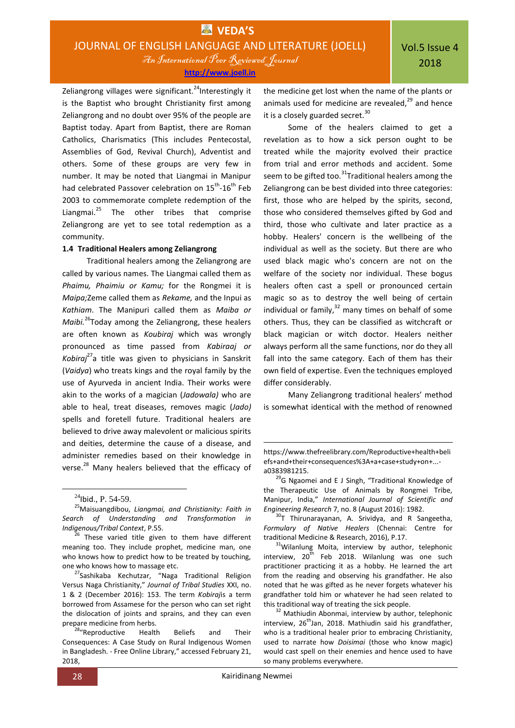Zeliangrong villages were significant.[24] Interestingly it is the Baptist who brought Christianity first among Zeliangrong and no doubt over 95% of the people are Baptist today. Apart from Baptist, there are Roman Catholics, Charismatics (This includes Pentecostal, Assemblies of God, Revival Church), Adventist and others. Some of these groups are very few in number. It may be noted that Liangmai in Manipur had celebrated Passover celebration on 15th-16th Feb 2003 to commemorate complete redemption of the Liangmai.[25] The other tribes that comprise Zeliangrong are yet to see total redemption as a community.

### 1.4 Traditional Healers among Zeliangrong

Traditional healers among the Zeliangrong are called by various names. The Liangmai called them as *Phaimu, Phaimiu or Kamu;* for the Rongmei it is *Maipa;*Zeme called them as *Rekame,* and the Inpui as *Kathiam*. The Manipuri called them as *Maiba or Maibi.*[26] Today among the Zeliangrong, these healers are often known as *Koubiraj* which was wrongly pronounced as time passed from *Kabiraaj or Kobiraj*[27] a title was given to physicians in Sanskrit (*Vaidya*) who treats kings and the royal family by the use of Ayurveda in ancient India. Their works were akin to the works of a magician (*Jadowala)* who are able to heal, treat diseases, removes magic (*Jado)* spells and foretell future. Traditional healers are believed to drive away malevolent or malicious spirits and deities, determine the cause of a disease, and administer remedies based on their knowledge in verse.[28] Many healers believed that the efficacy of the medicine get lost when the name of the plants or animals used for medicine are revealed,[29] and hence it is a closely guarded secret.[30]

Some of the healers claimed to get a revelation as to how a sick person ought to be treated while the majority evolved their practice from trial and error methods and accident. Some seem to be gifted too.[31] Traditional healers among the Zeliangrong can be best divided into three categories: first, those who are helped by the spirits, second, those who considered themselves gifted by God and third, those who cultivate and later practice as a hobby. Healers' concern is the wellbeing of the individual as well as the society. But there are who used black magic who's concern are not on the welfare of the society nor individual. These bogus healers often cast a spell or pronounced certain magic so as to destroy the well being of certain individual or family,[32] many times on behalf of some others. Thus, they can be classified as witchcraft or black magician or witch doctor. Healers neither always perform all the same functions, nor do they all fall into the same category. Each of them has their own field of expertise. Even the techniques employed differ considerably.

Many Zeliangrong traditional healers' method is somewhat identical with the method of renowned

---

[24] Ibid., P. 54-59.

[25] Maisuangdibou, *Liangmai, and Christianity: Faith in Search of Understanding and Transformation in Indigenous/Tribal Context*, P.55.

[26] These varied title given to them have different meaning too. They include prophet, medicine man, one who knows how to predict how to be treated by touching, one who knows how to massage etc.

[27] Sashikaba Kechutzar, "Naga Traditional Religion Versus Naga Christianity," *Journal of Tribal Studies* XXI, no. 1 & 2 (December 2016): 153. The term *Kobiraj*is a term borrowed from Assamese for the person who can set right the dislocation of joints and sprains, and they can even prepare medicine from herbs.

[28] "Reproductive Health Beliefs and Their Consequences: A Case Study on Rural Indigenous Women in Bangladesh. - Free Online Library," accessed February 21, 2018, https://www.thefreelibrary.com/Reproductive+health+beliefs+and+their+consequences%3A+a+case+study+on+...-a0383981215.

[29] G Ngaomei and E J Singh, "Traditional Knowledge of the Therapeutic Use of Animals by Rongmei Tribe, Manipur, India," *International Journal of Scientific and Engineering Research* 7, no. 8 (August 2016): 1982.

[30] T Thirunarayanan, A. Srividya, and R Sangeetha, *Formulary of Native Healers* (Chennai: Centre for traditional Medicine & Research, 2016), P.17.

[31] Wilanlung Moita, interview by author, telephonic interview, 20th Feb 2018. Wilanlung was one such practitioner practicing it as a hobby. He learned the art from the reading and observing his grandfather. He also noted that he was gifted as he never forgets whatever his grandfather told him or whatever he had seen related to this traditional way of treating the sick people.

[32] Mathiudin Abonmai, interview by author, telephonic interview, 26th Jan, 2018. Mathiudin said his grandfather, who is a traditional healer prior to embracing Christianity, used to narrate how *Doisimai* (those who know magic) would cast spell on their enemies and hence used to have so many problems everywhere.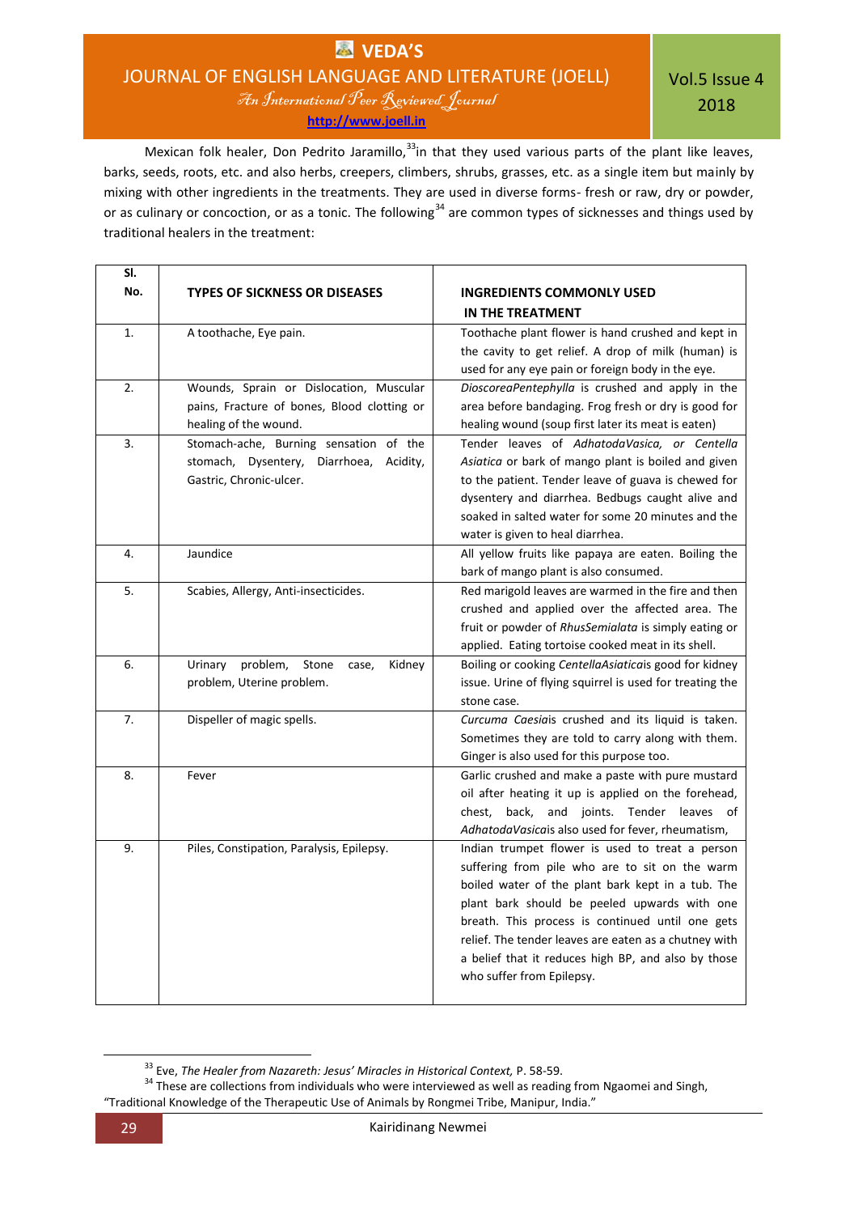Mexican folk healer, Don Pedrito Jaramillo,[33] in that they used various parts of the plant like leaves, barks, seeds, roots, etc. and also herbs, creepers, climbers, shrubs, grasses, etc. as a single item but mainly by mixing with other ingredients in the treatments. They are used in diverse forms- fresh or raw, dry or powder, or as culinary or concoction, or as a tonic. The following[34] are common types of sicknesses and things used by traditional healers in the treatment:

| Sl. No. | TYPES OF SICKNESS OR DISEASES | INGREDIENTS COMMONLY USED IN THE TREATMENT |
|---|---|---|
| 1. | A toothache, Eye pain. | Toothache plant flower is hand crushed and kept in the cavity to get relief. A drop of milk (human) is used for any eye pain or foreign body in the eye. |
| 2. | Wounds, Sprain or Dislocation, Muscular pains, Fracture of bones, Blood clotting or healing of the wound. | *DioscoreaPentephylla* is crushed and apply in the area before bandaging. Frog fresh or dry is good for healing wound (soup first later its meat is eaten) |
| 3. | Stomach-ache, Burning sensation of the stomach, Dysentery, Diarrhoea, Acidity, Gastric, Chronic-ulcer. | Tender leaves of *AdhatodaVasica, or Centella Asiatica* or bark of mango plant is boiled and given to the patient. Tender leave of guava is chewed for dysentery and diarrhea. Bedbugs caught alive and soaked in salted water for some 20 minutes and the water is given to heal diarrhea. |
| 4. | Jaundice | All yellow fruits like papaya are eaten. Boiling the bark of mango plant is also consumed. |
| 5. | Scabies, Allergy, Anti-insecticides. | Red marigold leaves are warmed in the fire and then crushed and applied over the affected area. The fruit or powder of *RhusSemialata* is simply eating or applied. Eating tortoise cooked meat in its shell. |
| 6. | Urinary problem, Stone case, Kidney problem, Uterine problem. | Boiling or cooking *CentellaAsiatica*is good for kidney issue. Urine of flying squirrel is used for treating the stone case. |
| 7. | Dispeller of magic spells. | *Curcuma Caesia*is crushed and its liquid is taken. Sometimes they are told to carry along with them. Ginger is also used for this purpose too. |
| 8. | Fever | Garlic crushed and make a paste with pure mustard oil after heating it up is applied on the forehead, chest, back, and joints. Tender leaves of *AdhatodaVasica*is also used for fever, rheumatism, |
| 9. | Piles, Constipation, Paralysis, Epilepsy. | Indian trumpet flower is used to treat a person suffering from pile who are to sit on the warm boiled water of the plant bark kept in a tub. The plant bark should be peeled upwards with one breath. This process is continued until one gets relief. The tender leaves are eaten as a chutney with a belief that it reduces high BP, and also by those who suffer from Epilepsy. |

[33] Eve, *The Healer from Nazareth: Jesus' Miracles in Historical Context,* P. 58-59.

[34] These are collections from individuals who were interviewed as well as reading from Ngaomei and Singh, "Traditional Knowledge of the Therapeutic Use of Animals by Rongmei Tribe, Manipur, India."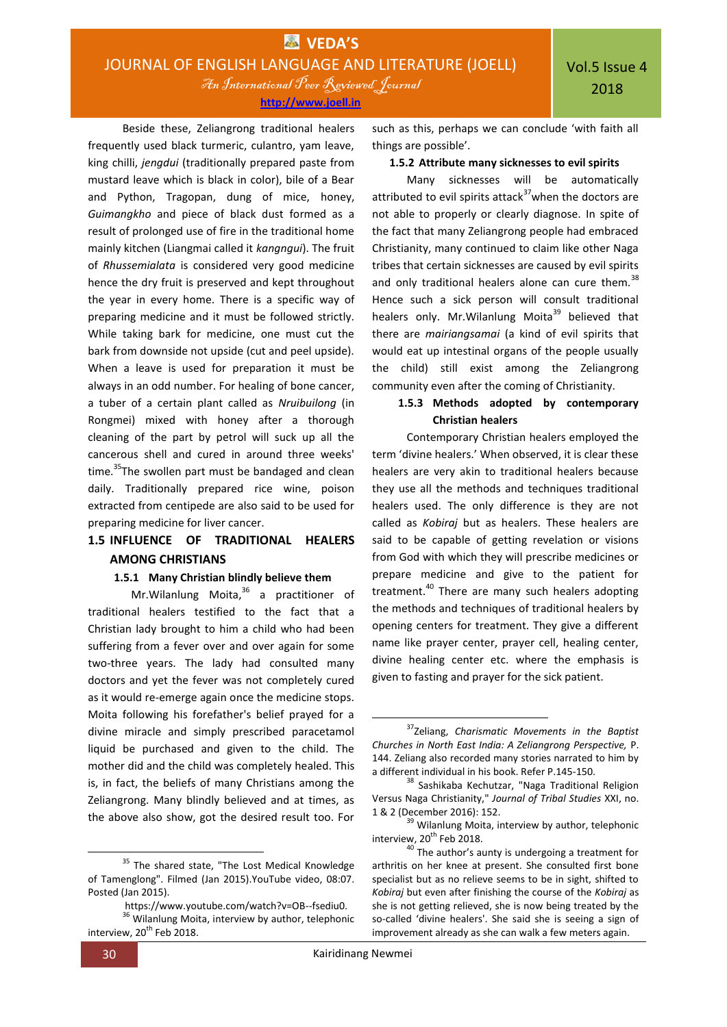Beside these, Zeliangrong traditional healers frequently used black turmeric, culantro, yam leave, king chilli, *jengdui* (traditionally prepared paste from mustard leave which is black in color), bile of a Bear and Python, Tragopan, dung of mice, honey, *Guimangkho* and piece of black dust formed as a result of prolonged use of fire in the traditional home mainly kitchen (Liangmai called it *kangngui*). The fruit of *Rhussemialata* is considered very good medicine hence the dry fruit is preserved and kept throughout the year in every home. There is a specific way of preparing medicine and it must be followed strictly. While taking bark for medicine, one must cut the bark from downside not upside (cut and peel upside). When a leave is used for preparation it must be always in an odd number. For healing of bone cancer, a tuber of a certain plant called as *Nruibuilong* (in Rongmei) mixed with honey after a thorough cleaning of the part by petrol will suck up all the cancerous shell and cured in around three weeks' time.[35]The swollen part must be bandaged and clean daily. Traditionally prepared rice wine, poison extracted from centipede are also said to be used for preparing medicine for liver cancer.

## 1.5 INFLUENCE OF TRADITIONAL HEALERS AMONG CHRISTIANS

### 1.5.1 Many Christian blindly believe them

Mr.Wilanlung Moita,[36] a practitioner of traditional healers testified to the fact that a Christian lady brought to him a child who had been suffering from a fever over and over again for some two-three years. The lady had consulted many doctors and yet the fever was not completely cured as it would re-emerge again once the medicine stops. Moita following his forefather's belief prayed for a divine miracle and simply prescribed paracetamol liquid be purchased and given to the child. The mother did and the child was completely healed. This is, in fact, the beliefs of many Christians among the Zeliangrong. Many blindly believed and at times, as the above also show, got the desired result too. For such as this, perhaps we can conclude 'with faith all things are possible'.

### 1.5.2 Attribute many sicknesses to evil spirits

Many sicknesses will be automatically attributed to evil spirits attack[37]when the doctors are not able to properly or clearly diagnose. In spite of the fact that many Zeliangrong people had embraced Christianity, many continued to claim like other Naga tribes that certain sicknesses are caused by evil spirits and only traditional healers alone can cure them.[38] Hence such a sick person will consult traditional healers only. Mr.Wilanlung Moita[39] believed that there are *mairiangsamai* (a kind of evil spirits that would eat up intestinal organs of the people usually the child) still exist among the Zeliangrong community even after the coming of Christianity.

### 1.5.3 Methods adopted by contemporary Christian healers

Contemporary Christian healers employed the term 'divine healers.' When observed, it is clear these healers are very akin to traditional healers because they use all the methods and techniques traditional healers used. The only difference is they are not called as *Kobiraj* but as healers. These healers are said to be capable of getting revelation or visions from God with which they will prescribe medicines or prepare medicine and give to the patient for treatment.[40] There are many such healers adopting the methods and techniques of traditional healers by opening centers for treatment. They give a different name like prayer center, prayer cell, healing center, divine healing center etc. where the emphasis is given to fasting and prayer for the sick patient.

---

[35] The shared state, "The Lost Medical Knowledge of Tamenglong". Filmed (Jan 2015).YouTube video, 08:07. Posted (Jan 2015). https://www.youtube.com/watch?v=OB--fsediu0.

[36] Wilanlung Moita, interview by author, telephonic interview, 20th Feb 2018.

[37] Zeliang, *Charismatic Movements in the Baptist Churches in North East India: A Zeliangrong Perspective,* P. 144. Zeliang also recorded many stories narrated to him by a different individual in his book. Refer P.145-150.

[38] Sashikaba Kechutzar, "Naga Traditional Religion Versus Naga Christianity," *Journal of Tribal Studies* XXI, no. 1 & 2 (December 2016): 152.

[39] Wilanlung Moita, interview by author, telephonic interview, 20th Feb 2018.

[40] The author's aunty is undergoing a treatment for arthritis on her knee at present. She consulted first bone specialist but as no relieve seems to be in sight, shifted to *Kobiraj* but even after finishing the course of the *Kobiraj* as she is not getting relieved, she is now being treated by the so-called 'divine healers'. She said she is seeing a sign of improvement already as she can walk a few meters again.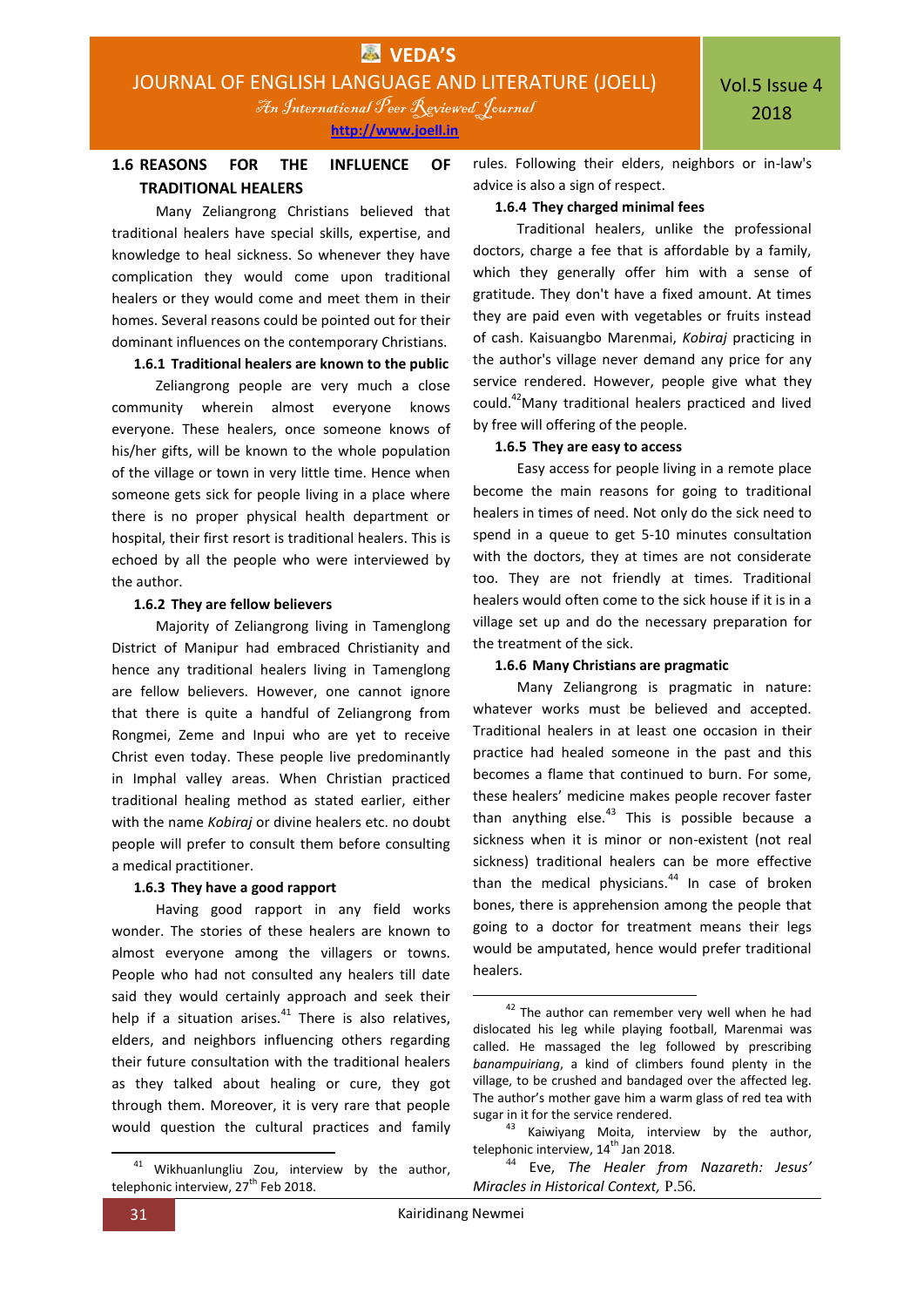## 1.6 REASONS FOR THE INFLUENCE OF TRADITIONAL HEALERS

Many Zeliangrong Christians believed that traditional healers have special skills, expertise, and knowledge to heal sickness. So whenever they have complication they would come upon traditional healers or they would come and meet them in their homes. Several reasons could be pointed out for their dominant influences on the contemporary Christians.

### 1.6.1 Traditional healers are known to the public

Zeliangrong people are very much a close community wherein almost everyone knows everyone. These healers, once someone knows of his/her gifts, will be known to the whole population of the village or town in very little time. Hence when someone gets sick for people living in a place where there is no proper physical health department or hospital, their first resort is traditional healers. This is echoed by all the people who were interviewed by the author.

### 1.6.2 They are fellow believers

Majority of Zeliangrong living in Tamenglong District of Manipur had embraced Christianity and hence any traditional healers living in Tamenglong are fellow believers. However, one cannot ignore that there is quite a handful of Zeliangrong from Rongmei, Zeme and Inpui who are yet to receive Christ even today. These people live predominantly in Imphal valley areas. When Christian practiced traditional healing method as stated earlier, either with the name *Kobiraj* or divine healers etc. no doubt people will prefer to consult them before consulting a medical practitioner.

### 1.6.3 They have a good rapport

Having good rapport in any field works wonder. The stories of these healers are known to almost everyone among the villagers or towns. People who had not consulted any healers till date said they would certainly approach and seek their help if a situation arises.[41] There is also relatives, elders, and neighbors influencing others regarding their future consultation with the traditional healers as they talked about healing or cure, they got through them. Moreover, it is very rare that people would question the cultural practices and family rules. Following their elders, neighbors or in-law's advice is also a sign of respect.

### 1.6.4 They charged minimal fees

Traditional healers, unlike the professional doctors, charge a fee that is affordable by a family, which they generally offer him with a sense of gratitude. They don't have a fixed amount. At times they are paid even with vegetables or fruits instead of cash. Kaisuangbo Marenmai, *Kobiraj* practicing in the author's village never demand any price for any service rendered. However, people give what they could.[42]Many traditional healers practiced and lived by free will offering of the people.

### 1.6.5 They are easy to access

Easy access for people living in a remote place become the main reasons for going to traditional healers in times of need. Not only do the sick need to spend in a queue to get 5-10 minutes consultation with the doctors, they at times are not considerate too. They are not friendly at times. Traditional healers would often come to the sick house if it is in a village set up and do the necessary preparation for the treatment of the sick.

### 1.6.6 Many Christians are pragmatic

Many Zeliangrong is pragmatic in nature: whatever works must be believed and accepted. Traditional healers in at least one occasion in their practice had healed someone in the past and this becomes a flame that continued to burn. For some, these healers' medicine makes people recover faster than anything else.[43] This is possible because a sickness when it is minor or non-existent (not real sickness) traditional healers can be more effective than the medical physicians.[44] In case of broken bones, there is apprehension among the people that going to a doctor for treatment means their legs would be amputated, hence would prefer traditional healers.

---

[41] Wikhuanlungliu Zou, interview by the author, telephonic interview, 27th Feb 2018.

[42] The author can remember very well when he had dislocated his leg while playing football, Marenmai was called. He massaged the leg followed by prescribing *banampuiriang*, a kind of climbers found plenty in the village, to be crushed and bandaged over the affected leg. The author's mother gave him a warm glass of red tea with sugar in it for the service rendered.

[43] Kaiwiyang Moita, interview by the author, telephonic interview, 14th Jan 2018.

[44] Eve, *The Healer from Nazareth: Jesus' Miracles in Historical Context,* P.56.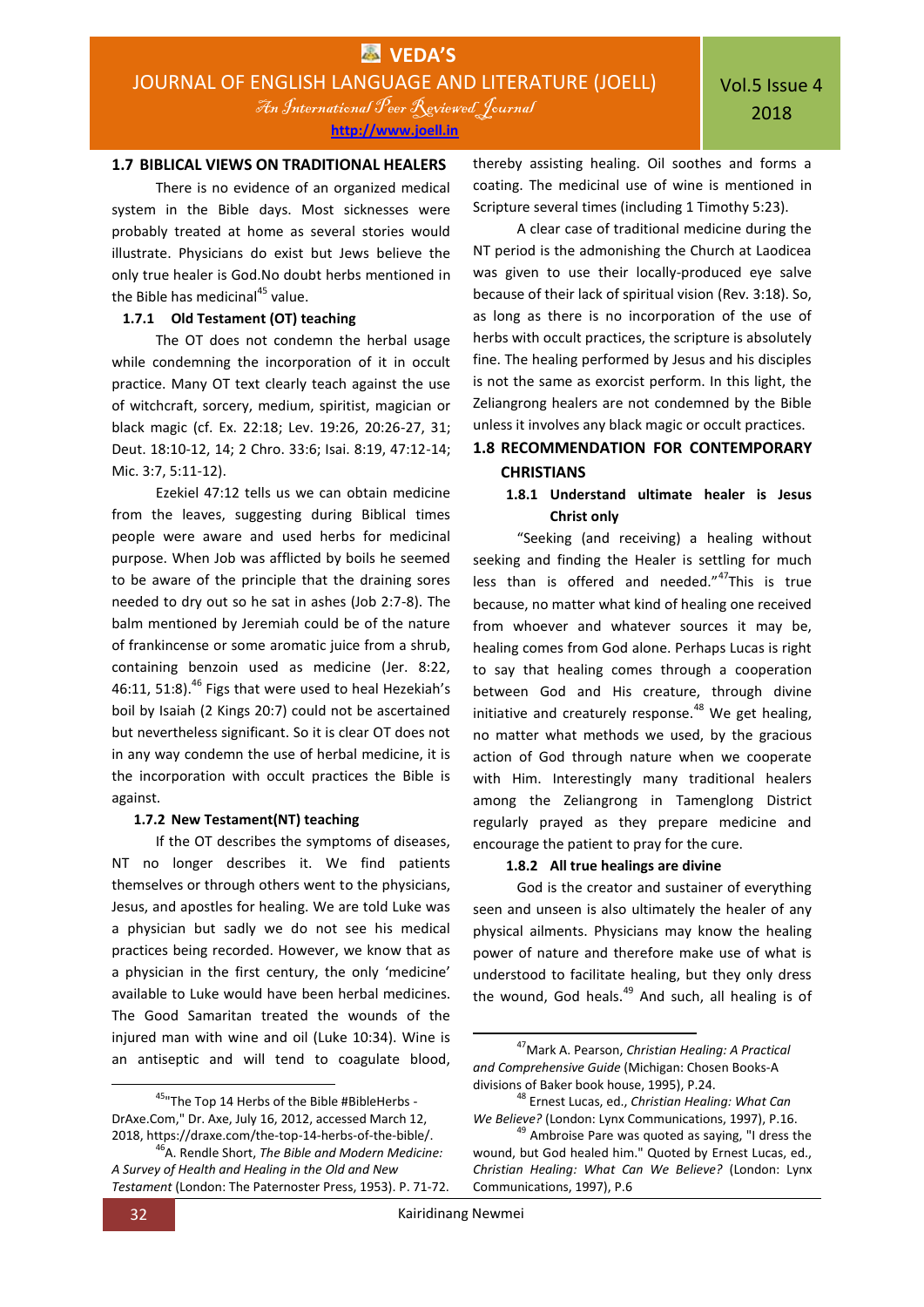### 1.7 BIBLICAL VIEWS ON TRADITIONAL HEALERS

There is no evidence of an organized medical system in the Bible days. Most sicknesses were probably treated at home as several stories would illustrate. Physicians do exist but Jews believe the only true healer is God.No doubt herbs mentioned in the Bible has medicinal[45] value.

#### 1.7.1 Old Testament (OT) teaching

The OT does not condemn the herbal usage while condemning the incorporation of it in occult practice. Many OT text clearly teach against the use of witchcraft, sorcery, medium, spiritist, magician or black magic (cf. Ex. 22:18; Lev. 19:26, 20:26-27, 31; Deut. 18:10-12, 14; 2 Chro. 33:6; Isai. 8:19, 47:12-14; Mic. 3:7, 5:11-12).

Ezekiel 47:12 tells us we can obtain medicine from the leaves, suggesting during Biblical times people were aware and used herbs for medicinal purpose. When Job was afflicted by boils he seemed to be aware of the principle that the draining sores needed to dry out so he sat in ashes (Job 2:7-8). The balm mentioned by Jeremiah could be of the nature of frankincense or some aromatic juice from a shrub, containing benzoin used as medicine (Jer. 8:22, 46:11, 51:8).[46] Figs that were used to heal Hezekiah's boil by Isaiah (2 Kings 20:7) could not be ascertained but nevertheless significant. So it is clear OT does not in any way condemn the use of herbal medicine, it is the incorporation with occult practices the Bible is against.

#### 1.7.2 New Testament(NT) teaching

If the OT describes the symptoms of diseases, NT no longer describes it. We find patients themselves or through others went to the physicians, Jesus, and apostles for healing. We are told Luke was a physician but sadly we do not see his medical practices being recorded. However, we know that as a physician in the first century, the only 'medicine' available to Luke would have been herbal medicines. The Good Samaritan treated the wounds of the injured man with wine and oil (Luke 10:34). Wine is an antiseptic and will tend to coagulate blood, thereby assisting healing. Oil soothes and forms a coating. The medicinal use of wine is mentioned in Scripture several times (including 1 Timothy 5:23).

A clear case of traditional medicine during the NT period is the admonishing the Church at Laodicea was given to use their locally-produced eye salve because of their lack of spiritual vision (Rev. 3:18). So, as long as there is no incorporation of the use of herbs with occult practices, the scripture is absolutely fine. The healing performed by Jesus and his disciples is not the same as exorcist perform. In this light, the Zeliangrong healers are not condemned by the Bible unless it involves any black magic or occult practices.

### 1.8 RECOMMENDATION FOR CONTEMPORARY CHRISTIANS

#### 1.8.1 Understand ultimate healer is Jesus Christ only

"Seeking (and receiving) a healing without seeking and finding the Healer is settling for much less than is offered and needed."[47] This is true because, no matter what kind of healing one received from whoever and whatever sources it may be, healing comes from God alone. Perhaps Lucas is right to say that healing comes through a cooperation between God and His creature, through divine initiative and creaturely response.[48] We get healing, no matter what methods we used, by the gracious action of God through nature when we cooperate with Him. Interestingly many traditional healers among the Zeliangrong in Tamenglong District regularly prayed as they prepare medicine and encourage the patient to pray for the cure.

#### 1.8.2 All true healings are divine

God is the creator and sustainer of everything seen and unseen is also ultimately the healer of any physical ailments. Physicians may know the healing power of nature and therefore make use of what is understood to facilitate healing, but they only dress the wound, God heals.[49] And such, all healing is of

---

[45] "The Top 14 Herbs of the Bible #BibleHerbs - DrAxe.Com," Dr. Axe, July 16, 2012, accessed March 12, 2018, https://draxe.com/the-top-14-herbs-of-the-bible/.

[46] A. Rendle Short, *The Bible and Modern Medicine: A Survey of Health and Healing in the Old and New Testament* (London: The Paternoster Press, 1953). P. 71-72.

[47] Mark A. Pearson, *Christian Healing: A Practical and Comprehensive Guide* (Michigan: Chosen Books-A divisions of Baker book house, 1995), P.24.

[48] Ernest Lucas, ed., *Christian Healing: What Can We Believe?* (London: Lynx Communications, 1997), P.16.

[49] Ambroise Pare was quoted as saying, "I dress the wound, but God healed him." Quoted by Ernest Lucas, ed., *Christian Healing: What Can We Believe?* (London: Lynx Communications, 1997), P.6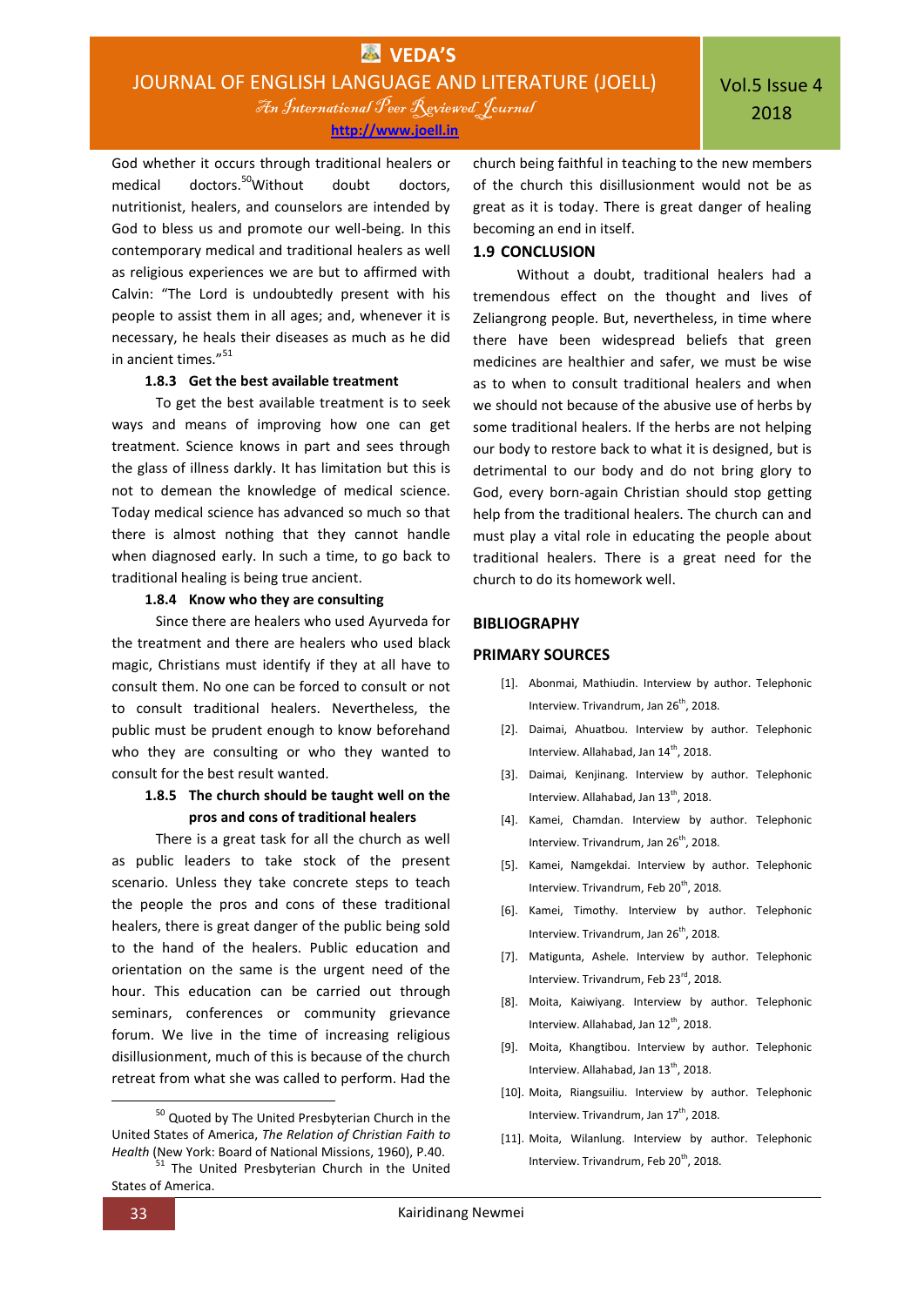God whether it occurs through traditional healers or medical doctors.[50]Without doubt doctors, nutritionist, healers, and counselors are intended by God to bless us and promote our well-being. In this contemporary medical and traditional healers as well as religious experiences we are but to affirmed with Calvin: "The Lord is undoubtedly present with his people to assist them in all ages; and, whenever it is necessary, he heals their diseases as much as he did in ancient times."[51]

#### 1.8.3 Get the best available treatment

To get the best available treatment is to seek ways and means of improving how one can get treatment. Science knows in part and sees through the glass of illness darkly. It has limitation but this is not to demean the knowledge of medical science. Today medical science has advanced so much so that there is almost nothing that they cannot handle when diagnosed early. In such a time, to go back to traditional healing is being true ancient.

#### 1.8.4 Know who they are consulting

Since there are healers who used Ayurveda for the treatment and there are healers who used black magic, Christians must identify if they at all have to consult them. No one can be forced to consult or not to consult traditional healers. Nevertheless, the public must be prudent enough to know beforehand who they are consulting or who they wanted to consult for the best result wanted.

#### 1.8.5 The church should be taught well on the pros and cons of traditional healers

There is a great task for all the church as well as public leaders to take stock of the present scenario. Unless they take concrete steps to teach the people the pros and cons of these traditional healers, there is great danger of the public being sold to the hand of the healers. Public education and orientation on the same is the urgent need of the hour. This education can be carried out through seminars, conferences or community grievance forum. We live in the time of increasing religious disillusionment, much of this is because of the church retreat from what she was called to perform. Had the church being faithful in teaching to the new members of the church this disillusionment would not be as great as it is today. There is great danger of healing becoming an end in itself.

### 1.9 CONCLUSION

Without a doubt, traditional healers had a tremendous effect on the thought and lives of Zeliangrong people. But, nevertheless, in time where there have been widespread beliefs that green medicines are healthier and safer, we must be wise as to when to consult traditional healers and when we should not because of the abusive use of herbs by some traditional healers. If the herbs are not helping our body to restore back to what it is designed, but is detrimental to our body and do not bring glory to God, every born-again Christian should stop getting help from the traditional healers. The church can and must play a vital role in educating the people about traditional healers. There is a great need for the church to do its homework well.

## BIBLIOGRAPHY

### PRIMARY SOURCES

[1]. Abonmai, Mathiudin. Interview by author. Telephonic Interview. Trivandrum, Jan 26th, 2018.

[2]. Daimai, Ahuatbou. Interview by author. Telephonic Interview. Allahabad, Jan 14th, 2018.

[3]. Daimai, Kenjinang. Interview by author. Telephonic Interview. Allahabad, Jan 13th, 2018.

[4]. Kamei, Chamdan. Interview by author. Telephonic Interview. Trivandrum, Jan 26th, 2018.

[5]. Kamei, Namgekdai. Interview by author. Telephonic Interview. Trivandrum, Feb 20th, 2018.

[6]. Kamei, Timothy. Interview by author. Telephonic Interview. Trivandrum, Jan 26th, 2018.

[7]. Matigunta, Ashele. Interview by author. Telephonic Interview. Trivandrum, Feb 23rd, 2018.

[8]. Moita, Kaiwiyang. Interview by author. Telephonic Interview. Allahabad, Jan 12th, 2018.

[9]. Moita, Khangtibou. Interview by author. Telephonic Interview. Allahabad, Jan 13th, 2018.

[10]. Moita, Riangsuiliu. Interview by author. Telephonic Interview. Trivandrum, Jan 17th, 2018.

[11]. Moita, Wilanlung. Interview by author. Telephonic Interview. Trivandrum, Feb 20th, 2018.

---

[50] Quoted by The United Presbyterian Church in the United States of America, *The Relation of Christian Faith to Health* (New York: Board of National Missions, 1960), P.40.

[51] The United Presbyterian Church in the United States of America.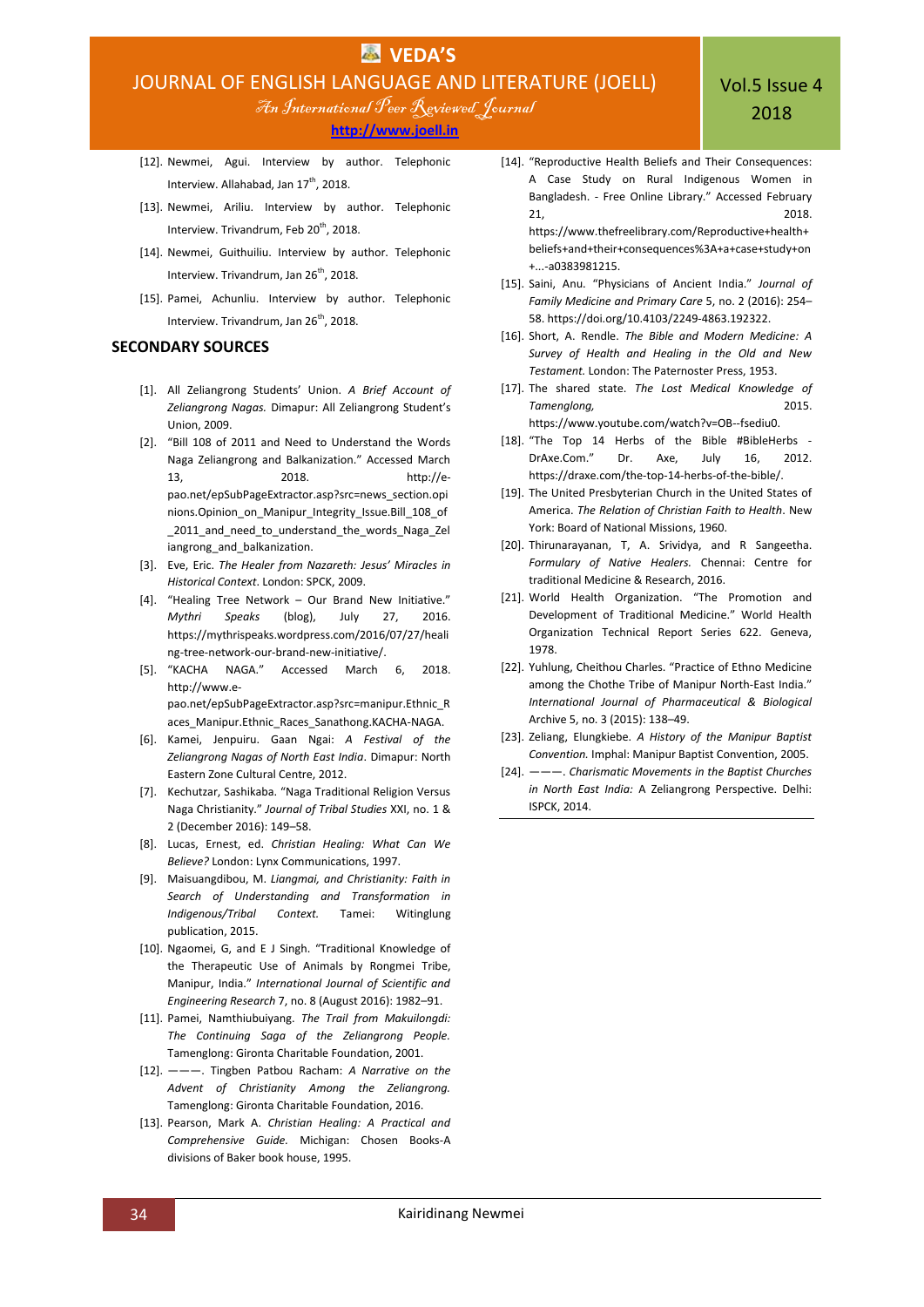[12]. Newmei, Agui. Interview by author. Telephonic Interview. Allahabad, Jan 17th, 2018.

[13]. Newmei, Ariliu. Interview by author. Telephonic Interview. Trivandrum, Feb 20th, 2018.

[14]. Newmei, Guithuiliu. Interview by author. Telephonic Interview. Trivandrum, Jan 26th, 2018.

[15]. Pamei, Achunliu. Interview by author. Telephonic Interview. Trivandrum, Jan 26th, 2018.

## SECONDARY SOURCES

[1]. All Zeliangrong Students' Union. *A Brief Account of Zeliangrong Nagas.* Dimapur: All Zeliangrong Student's Union, 2009.

[2]. "Bill 108 of 2011 and Need to Understand the Words Naga Zeliangrong and Balkanization." Accessed March 13, 2018. http://e-pao.net/epSubPageExtractor.asp?src=news_section.opinions.Opinion_on_Manipur_Integrity_Issue.Bill_108_of_2011_and_need_to_understand_the_words_Naga_Zeliangrong_and_balkanization.

[3]. Eve, Eric. *The Healer from Nazareth: Jesus' Miracles in Historical Context.* London: SPCK, 2009.

[4]. "Healing Tree Network – Our Brand New Initiative." *Mythri Speaks* (blog), July 27, 2016. https://mythrispeaks.wordpress.com/2016/07/27/healing-tree-network-our-brand-new-initiative/.

[5]. "KACHA NAGA." Accessed March 6, 2018. http://www.e-pao.net/epSubPageExtractor.asp?src=manipur.Ethnic_Races_Manipur.Ethnic_Races_Sanathong.KACHA-NAGA.

[6]. Kamei, Jenpuiru. Gaan Ngai: *A Festival of the Zeliangrong Nagas of North East India*. Dimapur: North Eastern Zone Cultural Centre, 2012.

[7]. Kechutzar, Sashikaba. "Naga Traditional Religion Versus Naga Christianity." *Journal of Tribal Studies* XXI, no. 1 & 2 (December 2016): 149–58.

[8]. Lucas, Ernest, ed. *Christian Healing: What Can We Believe?* London: Lynx Communications, 1997.

[9]. Maisuangdibou, M. *Liangmai, and Christianity: Faith in Search of Understanding and Transformation in Indigenous/Tribal Context.* Tamei: Witinglung publication, 2015.

[10]. Ngaomei, G, and E J Singh. "Traditional Knowledge of the Therapeutic Use of Animals by Rongmei Tribe, Manipur, India." *International Journal of Scientific and Engineering Research* 7, no. 8 (August 2016): 1982–91.

[11]. Pamei, Namthiubuiyang. *The Trail from Makuilongdi: The Continuing Saga of the Zeliangrong People.* Tamenglong: Gironta Charitable Foundation, 2001.

[12]. ———. Tingben Patbou Racham: *A Narrative on the Advent of Christianity Among the Zeliangrong.* Tamenglong: Gironta Charitable Foundation, 2016.

[13]. Pearson, Mark A. *Christian Healing: A Practical and Comprehensive Guide.* Michigan: Chosen Books-A divisions of Baker book house, 1995.

[14]. "Reproductive Health Beliefs and Their Consequences: A Case Study on Rural Indigenous Women in Bangladesh. - Free Online Library." Accessed February 21, 2018. https://www.thefreelibrary.com/Reproductive+health+beliefs+and+their+consequences%3A+a+case+study+on+...-a0383981215.

[15]. Saini, Anu. "Physicians of Ancient India." *Journal of Family Medicine and Primary Care* 5, no. 2 (2016): 254–58. https://doi.org/10.4103/2249-4863.192322.

[16]. Short, A. Rendle. *The Bible and Modern Medicine: A Survey of Health and Healing in the Old and New Testament.* London: The Paternoster Press, 1953.

[17]. The shared state. *The Lost Medical Knowledge of Tamenglong,* 2015. https://www.youtube.com/watch?v=OB--fsediu0.

[18]. "The Top 14 Herbs of the Bible #BibleHerbs - DrAxe.Com." Dr. Axe, July 16, 2012. https://draxe.com/the-top-14-herbs-of-the-bible/.

[19]. The United Presbyterian Church in the United States of America. *The Relation of Christian Faith to Health*. New York: Board of National Missions, 1960.

[20]. Thirunarayanan, T, A. Srividya, and R Sangeetha. *Formulary of Native Healers.* Chennai: Centre for traditional Medicine & Research, 2016.

[21]. World Health Organization. "The Promotion and Development of Traditional Medicine." World Health Organization Technical Report Series 622. Geneva, 1978.

[22]. Yuhlung, Cheithou Charles. "Practice of Ethno Medicine among the Chothe Tribe of Manipur North-East India." *International Journal of Pharmaceutical & Biological* Archive 5, no. 3 (2015): 138–49.

[23]. Zeliang, Elungkiebe. *A History of the Manipur Baptist Convention.* Imphal: Manipur Baptist Convention, 2005.

[24]. ———. *Charismatic Movements in the Baptist Churches in North East India:* A Zeliangrong Perspective. Delhi: ISPCK, 2014.